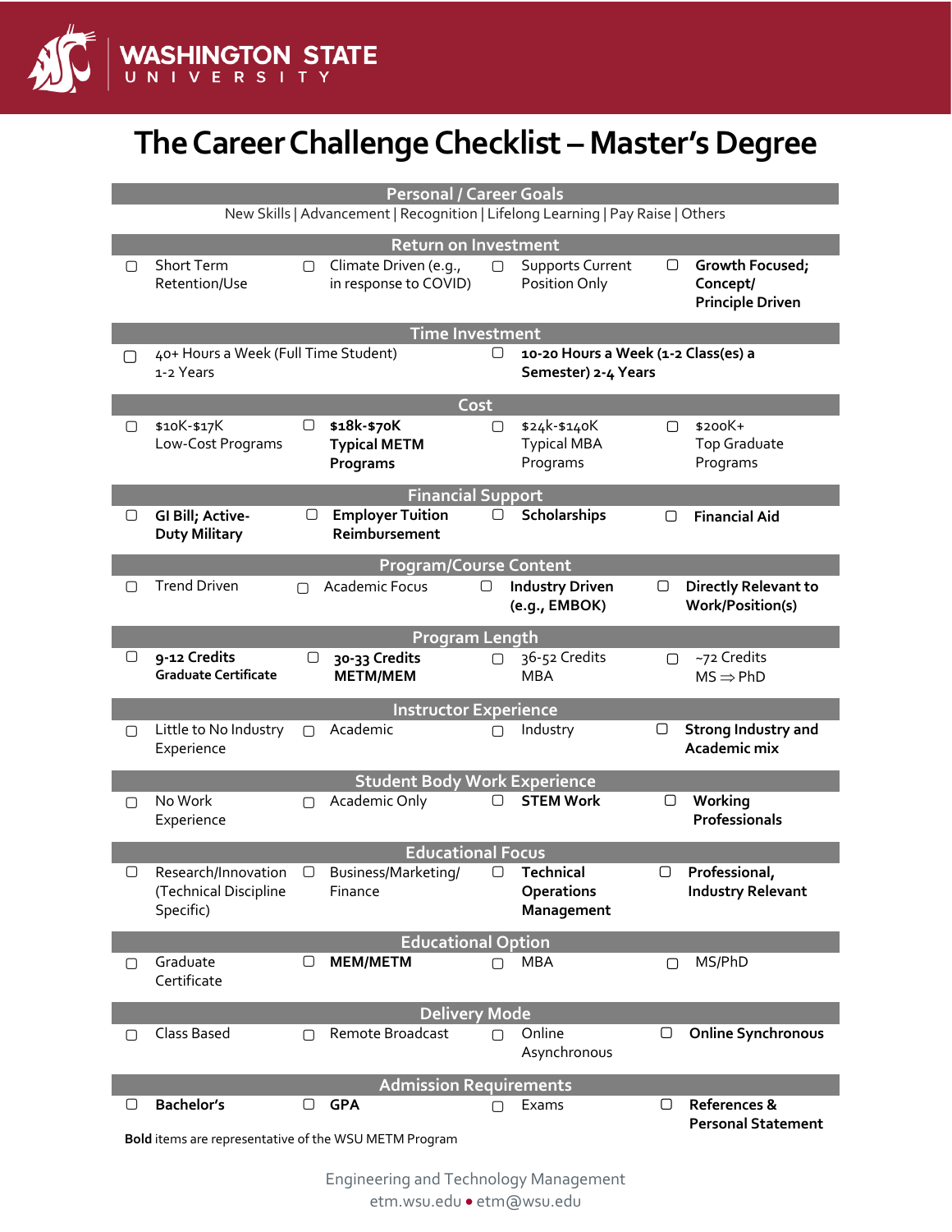# The Career Challenge Checklist – Master's Degree

## Personal / Career Goals

New Skills | Advancement | Recognition | Lifelong Learning | Pay Raise | Others

## Return on Investment

- ▢ Short Term Retention/Use
- ▢ Climate Driven (e.g., in response to COVID)
- ▢ Supports Current Position Only
- ▢ **Growth Focused; Concept/ Principle Driven**

## Time Investment

- ▢ 40+ Hours a Week (Full Time Student) 1-2 Years
- ▢ **10-20 Hours a Week (1-2 Class(es) a Semester) 2-4 Years**

## Cost

- ▢ $10K-$17K Low-Cost Programs
- ▢ **$18k-$70K Typical METM Programs**
- ▢ $24k-$140K Typical MBA Programs
- ▢ $200K+ Top Graduate Programs

## Financial Support

- ▢ **GI Bill; Active-Duty Military**
- ▢ **Employer Tuition Reimbursement**
- ▢ **Scholarships**
- ▢ **Financial Aid**

## Program/Course Content

- ▢ Trend Driven
- ▢ Academic Focus
- ▢ **Industry Driven (e.g., EMBOK)**
- ▢ **Directly Relevant to Work/Position(s)**

## Program Length

- ▢ **9-12 Credits Graduate Certificate**
- ▢ **30-33 Credits METM/MEM**
- ▢ 36-52 Credits MBA
- ▢ ~72 Credits MS ⇒ PhD

## Instructor Experience

- ▢ Little to No Industry Experience
- ▢ Academic
- ▢ Industry
- ▢ **Strong Industry and Academic mix**

## Student Body Work Experience

- ▢ No Work Experience
- ▢ Academic Only
- ▢ **STEM Work**
- ▢ **Working Professionals**

## Educational Focus

- ▢ Research/Innovation (Technical Discipline Specific)
- ▢ Business/Marketing/ Finance
- ▢ **Technical Operations Management**
- ▢ **Professional, Industry Relevant**

## Educational Option

- ▢ Graduate Certificate
- ▢ **MEM/METM**
- ▢ MBA
- ▢ MS/PhD

## Delivery Mode

- ▢ Class Based
- ▢ Remote Broadcast
- ▢ Online Asynchronous
- ▢ **Online Synchronous**

## Admission Requirements

- ▢ **Bachelor's**
- ▢ **GPA**
- ▢ Exams
- ▢ **References & Personal Statement**

**Bold** items are representative of the WSU METM Program

Engineering and Technology Management
etm.wsu.edu • etm@wsu.edu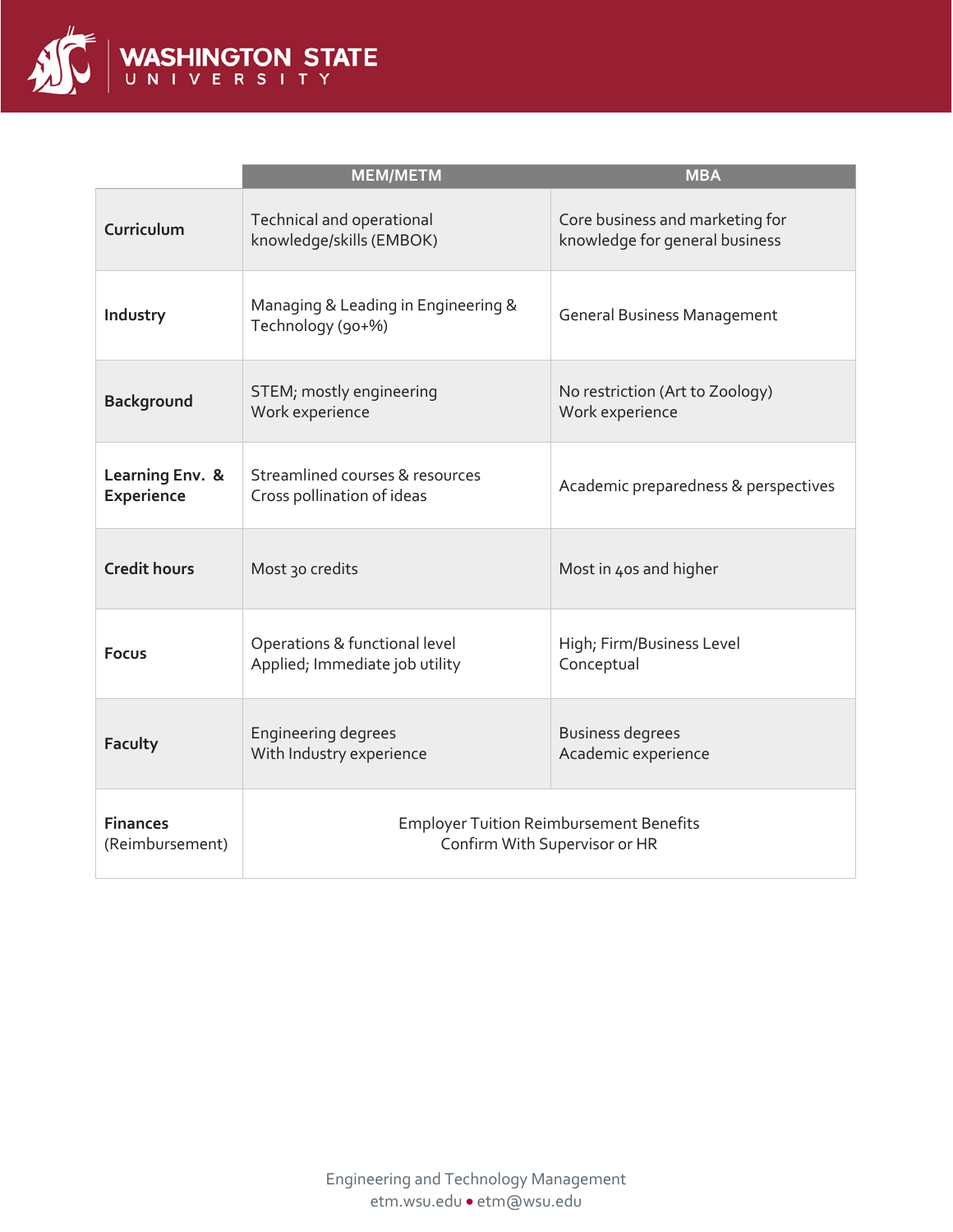| | MEM/METM | MBA |
|---|---|---|
| **Curriculum** | Technical and operational knowledge/skills (EMBOK) | Core business and marketing for knowledge for general business |
| **Industry** | Managing & Leading in Engineering & Technology (90+%) | General Business Management |
| **Background** | STEM; mostly engineering<br>Work experience | No restriction (Art to Zoology)<br>Work experience |
| **Learning Env. & Experience** | Streamlined courses & resources<br>Cross pollination of ideas | Academic preparedness & perspectives |
| **Credit hours** | Most 30 credits | Most in 40s and higher |
| **Focus** | Operations & functional level<br>Applied; Immediate job utility | High; Firm/Business Level<br>Conceptual |
| **Faculty** | Engineering degrees<br>With Industry experience | Business degrees<br>Academic experience |
| **Finances** (Reimbursement) | Employer Tuition Reimbursement Benefits<br>Confirm With Supervisor or HR | |

Engineering and Technology Management
etm.wsu.edu • etm@wsu.edu